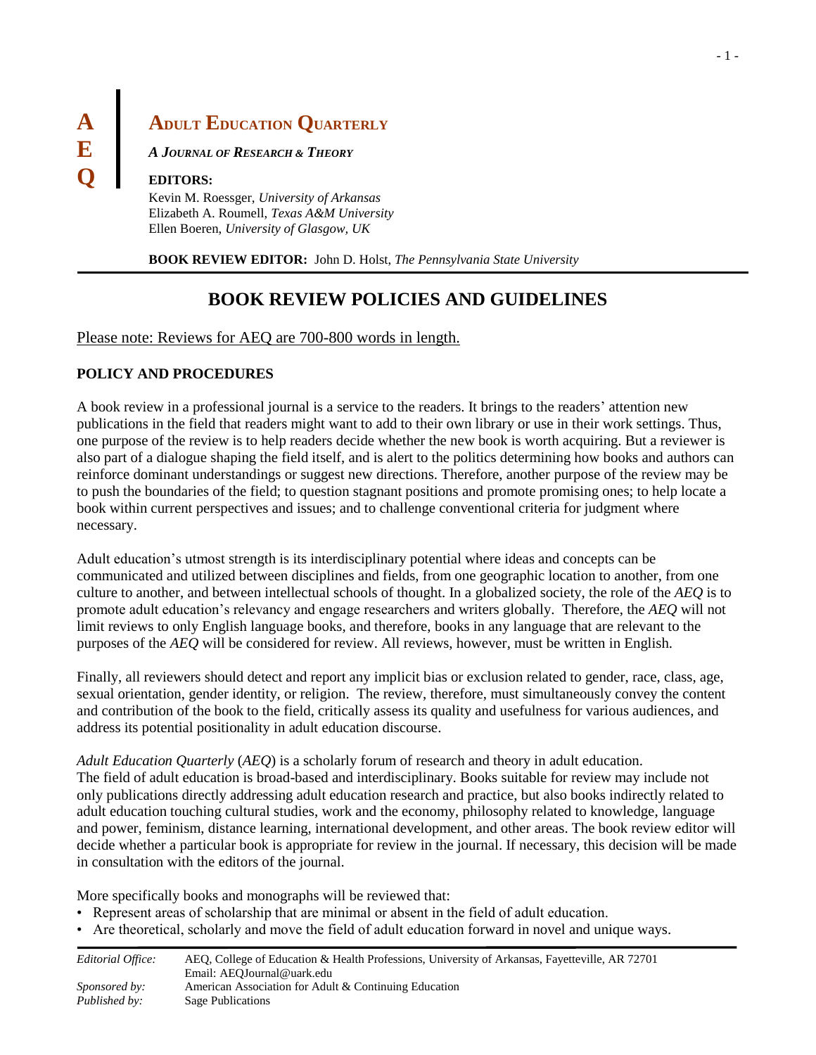# A E Q

## ADULT EDUCATION QUARTERLY

***A JOURNAL OF RESEARCH & THEORY***

**EDITORS:**
Kevin M. Roessger, *University of Arkansas*
Elizabeth A. Roumell, *Texas A&M University*
Ellen Boeren, *University of Glasgow, UK*

**BOOK REVIEW EDITOR:** John D. Holst, *The Pennsylvania State University*

# BOOK REVIEW POLICIES AND GUIDELINES

Please note: Reviews for AEQ are 700-800 words in length.

## POLICY AND PROCEDURES

A book review in a professional journal is a service to the readers. It brings to the readers' attention new publications in the field that readers might want to add to their own library or use in their work settings. Thus, one purpose of the review is to help readers decide whether the new book is worth acquiring. But a reviewer is also part of a dialogue shaping the field itself, and is alert to the politics determining how books and authors can reinforce dominant understandings or suggest new directions. Therefore, another purpose of the review may be to push the boundaries of the field; to question stagnant positions and promote promising ones; to help locate a book within current perspectives and issues; and to challenge conventional criteria for judgment where necessary.

Adult education's utmost strength is its interdisciplinary potential where ideas and concepts can be communicated and utilized between disciplines and fields, from one geographic location to another, from one culture to another, and between intellectual schools of thought. In a globalized society, the role of the *AEQ* is to promote adult education's relevancy and engage researchers and writers globally. Therefore, the *AEQ* will not limit reviews to only English language books, and therefore, books in any language that are relevant to the purposes of the *AEQ* will be considered for review. All reviews, however, must be written in English.

Finally, all reviewers should detect and report any implicit bias or exclusion related to gender, race, class, age, sexual orientation, gender identity, or religion. The review, therefore, must simultaneously convey the content and contribution of the book to the field, critically assess its quality and usefulness for various audiences, and address its potential positionality in adult education discourse.

*Adult Education Quarterly* (*AEQ*) is a scholarly forum of research and theory in adult education. The field of adult education is broad-based and interdisciplinary. Books suitable for review may include not only publications directly addressing adult education research and practice, but also books indirectly related to adult education touching cultural studies, work and the economy, philosophy related to knowledge, language and power, feminism, distance learning, international development, and other areas. The book review editor will decide whether a particular book is appropriate for review in the journal. If necessary, this decision will be made in consultation with the editors of the journal.

More specifically books and monographs will be reviewed that:

- Represent areas of scholarship that are minimal or absent in the field of adult education.
- Are theoretical, scholarly and move the field of adult education forward in novel and unique ways.

*Editorial Office:* AEQ, College of Education & Health Professions, University of Arkansas, Fayetteville, AR 72701
Email: AEQJournal@uark.edu
*Sponsored by:* American Association for Adult & Continuing Education
*Published by:* Sage Publications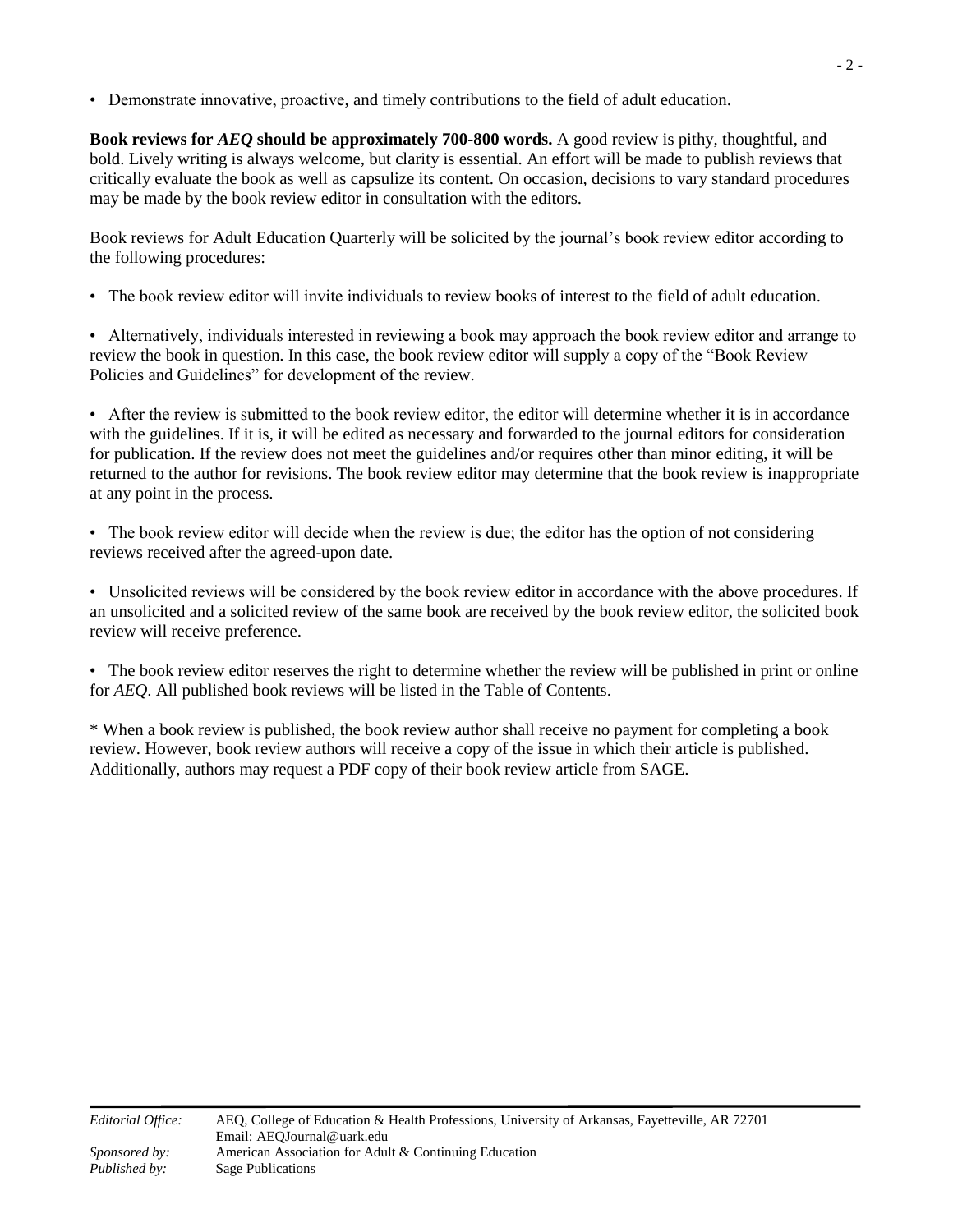- Demonstrate innovative, proactive, and timely contributions to the field of adult education.

**Book reviews for *AEQ* should be approximately 700-800 words.** A good review is pithy, thoughtful, and bold. Lively writing is always welcome, but clarity is essential. An effort will be made to publish reviews that critically evaluate the book as well as capsulize its content. On occasion, decisions to vary standard procedures may be made by the book review editor in consultation with the editors.

Book reviews for Adult Education Quarterly will be solicited by the journal's book review editor according to the following procedures:

- The book review editor will invite individuals to review books of interest to the field of adult education.

- Alternatively, individuals interested in reviewing a book may approach the book review editor and arrange to review the book in question. In this case, the book review editor will supply a copy of the "Book Review Policies and Guidelines" for development of the review.

- After the review is submitted to the book review editor, the editor will determine whether it is in accordance with the guidelines. If it is, it will be edited as necessary and forwarded to the journal editors for consideration for publication. If the review does not meet the guidelines and/or requires other than minor editing, it will be returned to the author for revisions. The book review editor may determine that the book review is inappropriate at any point in the process.

- The book review editor will decide when the review is due; the editor has the option of not considering reviews received after the agreed-upon date.

- Unsolicited reviews will be considered by the book review editor in accordance with the above procedures. If an unsolicited and a solicited review of the same book are received by the book review editor, the solicited book review will receive preference.

- The book review editor reserves the right to determine whether the review will be published in print or online for *AEQ*. All published book reviews will be listed in the Table of Contents.

* When a book review is published, the book review author shall receive no payment for completing a book review. However, book review authors will receive a copy of the issue in which their article is published. Additionally, authors may request a PDF copy of their book review article from SAGE.

*Editorial Office:* AEQ, College of Education & Health Professions, University of Arkansas, Fayetteville, AR 72701
Email: AEQJournal@uark.edu
*Sponsored by:* American Association for Adult & Continuing Education
*Published by:* Sage Publications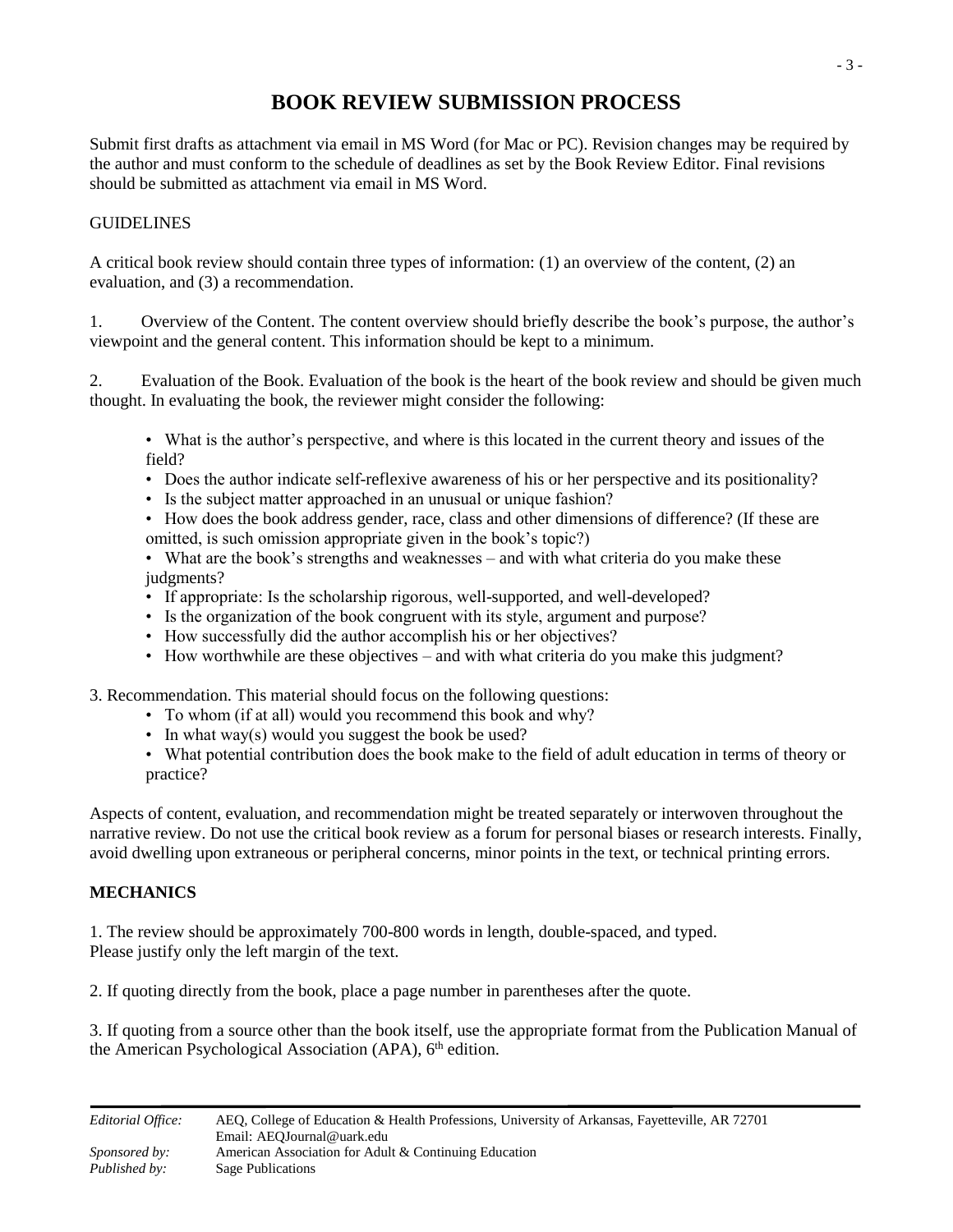# BOOK REVIEW SUBMISSION PROCESS

Submit first drafts as attachment via email in MS Word (for Mac or PC). Revision changes may be required by the author and must conform to the schedule of deadlines as set by the Book Review Editor. Final revisions should be submitted as attachment via email in MS Word.

GUIDELINES

A critical book review should contain three types of information: (1) an overview of the content, (2) an evaluation, and (3) a recommendation.

1. Overview of the Content. The content overview should briefly describe the book's purpose, the author's viewpoint and the general content. This information should be kept to a minimum.

2. Evaluation of the Book. Evaluation of the book is the heart of the book review and should be given much thought. In evaluating the book, the reviewer might consider the following:

- What is the author's perspective, and where is this located in the current theory and issues of the field?
- Does the author indicate self-reflexive awareness of his or her perspective and its positionality?
- Is the subject matter approached in an unusual or unique fashion?
- How does the book address gender, race, class and other dimensions of difference? (If these are omitted, is such omission appropriate given in the book's topic?)
- What are the book's strengths and weaknesses – and with what criteria do you make these judgments?
- If appropriate: Is the scholarship rigorous, well-supported, and well-developed?
- Is the organization of the book congruent with its style, argument and purpose?
- How successfully did the author accomplish his or her objectives?
- How worthwhile are these objectives – and with what criteria do you make this judgment?

3. Recommendation. This material should focus on the following questions:

- To whom (if at all) would you recommend this book and why?
- In what way(s) would you suggest the book be used?
- What potential contribution does the book make to the field of adult education in terms of theory or practice?

Aspects of content, evaluation, and recommendation might be treated separately or interwoven throughout the narrative review. Do not use the critical book review as a forum for personal biases or research interests. Finally, avoid dwelling upon extraneous or peripheral concerns, minor points in the text, or technical printing errors.

## MECHANICS

1. The review should be approximately 700-800 words in length, double-spaced, and typed.
Please justify only the left margin of the text.

2. If quoting directly from the book, place a page number in parentheses after the quote.

3. If quoting from a source other than the book itself, use the appropriate format from the Publication Manual of the American Psychological Association (APA), 6th edition.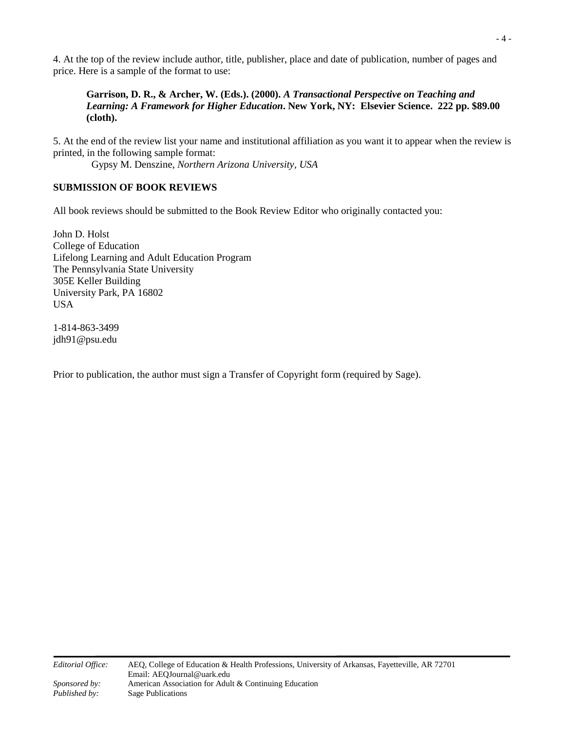4. At the top of the review include author, title, publisher, place and date of publication, number of pages and price. Here is a sample of the format to use:

> **Garrison, D. R., & Archer, W. (Eds.). (2000). *A Transactional Perspective on Teaching and Learning: A Framework for Higher Education*. New York, NY: Elsevier Science. 222 pp. $89.00 (cloth).**

5. At the end of the review list your name and institutional affiliation as you want it to appear when the review is printed, in the following sample format:

Gypsy M. Denszine, *Northern Arizona University, USA*

**SUBMISSION OF BOOK REVIEWS**

All book reviews should be submitted to the Book Review Editor who originally contacted you:

John D. Holst  
College of Education  
Lifelong Learning and Adult Education Program  
The Pennsylvania State University  
305E Keller Building  
University Park, PA 16802  
USA

1-814-863-3499  
jdh91@psu.edu

Prior to publication, the author must sign a Transfer of Copyright form (required by Sage).

*Editorial Office:* AEQ, College of Education & Health Professions, University of Arkansas, Fayetteville, AR 72701  
Email: AEQJournal@uark.edu  
*Sponsored by:* American Association for Adult & Continuing Education  
*Published by:* Sage Publications